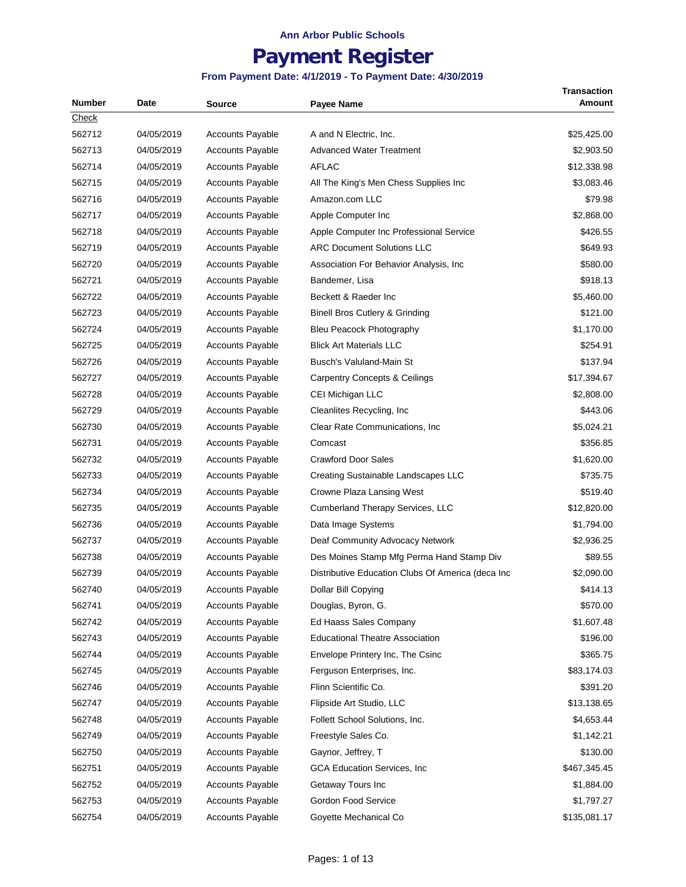Ann Arbor Public Schools

# Payment Register

**From Payment Date: 4/1/2019 - To Payment Date: 4/30/2019**

| Number | Date | Source | Payee Name | Transaction Amount |
|---|---|---|---|---|
| Check | | | | |
| 562712 | 04/05/2019 | Accounts Payable | A and N Electric, Inc. | $25,425.00 |
| 562713 | 04/05/2019 | Accounts Payable | Advanced Water Treatment | $2,903.50 |
| 562714 | 04/05/2019 | Accounts Payable | AFLAC | $12,338.98 |
| 562715 | 04/05/2019 | Accounts Payable | All The King's Men Chess Supplies Inc | $3,083.46 |
| 562716 | 04/05/2019 | Accounts Payable | Amazon.com LLC | $79.98 |
| 562717 | 04/05/2019 | Accounts Payable | Apple Computer Inc | $2,868.00 |
| 562718 | 04/05/2019 | Accounts Payable | Apple Computer Inc Professional Service | $426.55 |
| 562719 | 04/05/2019 | Accounts Payable | ARC Document Solutions LLC | $649.93 |
| 562720 | 04/05/2019 | Accounts Payable | Association For Behavior Analysis, Inc | $580.00 |
| 562721 | 04/05/2019 | Accounts Payable | Bandemer, Lisa | $918.13 |
| 562722 | 04/05/2019 | Accounts Payable | Beckett & Raeder Inc | $5,460.00 |
| 562723 | 04/05/2019 | Accounts Payable | Binell Bros Cutlery & Grinding | $121.00 |
| 562724 | 04/05/2019 | Accounts Payable | Bleu Peacock Photography | $1,170.00 |
| 562725 | 04/05/2019 | Accounts Payable | Blick Art Materials LLC | $254.91 |
| 562726 | 04/05/2019 | Accounts Payable | Busch's Valuland-Main St | $137.94 |
| 562727 | 04/05/2019 | Accounts Payable | Carpentry Concepts & Ceilings | $17,394.67 |
| 562728 | 04/05/2019 | Accounts Payable | CEI Michigan LLC | $2,808.00 |
| 562729 | 04/05/2019 | Accounts Payable | Cleanlites Recycling, Inc | $443.06 |
| 562730 | 04/05/2019 | Accounts Payable | Clear Rate Communications, Inc | $5,024.21 |
| 562731 | 04/05/2019 | Accounts Payable | Comcast | $356.85 |
| 562732 | 04/05/2019 | Accounts Payable | Crawford Door Sales | $1,620.00 |
| 562733 | 04/05/2019 | Accounts Payable | Creating Sustainable Landscapes LLC | $735.75 |
| 562734 | 04/05/2019 | Accounts Payable | Crowne Plaza Lansing West | $519.40 |
| 562735 | 04/05/2019 | Accounts Payable | Cumberland Therapy Services, LLC | $12,820.00 |
| 562736 | 04/05/2019 | Accounts Payable | Data Image Systems | $1,794.00 |
| 562737 | 04/05/2019 | Accounts Payable | Deaf Community Advocacy Network | $2,936.25 |
| 562738 | 04/05/2019 | Accounts Payable | Des Moines Stamp Mfg Perma Hand Stamp Div | $89.55 |
| 562739 | 04/05/2019 | Accounts Payable | Distributive Education Clubs Of America (deca Inc | $2,090.00 |
| 562740 | 04/05/2019 | Accounts Payable | Dollar Bill Copying | $414.13 |
| 562741 | 04/05/2019 | Accounts Payable | Douglas, Byron, G. | $570.00 |
| 562742 | 04/05/2019 | Accounts Payable | Ed Haass Sales Company | $1,607.48 |
| 562743 | 04/05/2019 | Accounts Payable | Educational Theatre Association | $196.00 |
| 562744 | 04/05/2019 | Accounts Payable | Envelope Printery Inc, The Csinc | $365.75 |
| 562745 | 04/05/2019 | Accounts Payable | Ferguson Enterprises, Inc. | $83,174.03 |
| 562746 | 04/05/2019 | Accounts Payable | Flinn Scientific Co. | $391.20 |
| 562747 | 04/05/2019 | Accounts Payable | Flipside Art Studio, LLC | $13,138.65 |
| 562748 | 04/05/2019 | Accounts Payable | Follett School Solutions, Inc. | $4,653.44 |
| 562749 | 04/05/2019 | Accounts Payable | Freestyle Sales Co. | $1,142.21 |
| 562750 | 04/05/2019 | Accounts Payable | Gaynor, Jeffrey, T | $130.00 |
| 562751 | 04/05/2019 | Accounts Payable | GCA Education Services, Inc | $467,345.45 |
| 562752 | 04/05/2019 | Accounts Payable | Getaway Tours Inc | $1,884.00 |
| 562753 | 04/05/2019 | Accounts Payable | Gordon Food Service | $1,797.27 |
| 562754 | 04/05/2019 | Accounts Payable | Goyette Mechanical Co | $135,081.17 |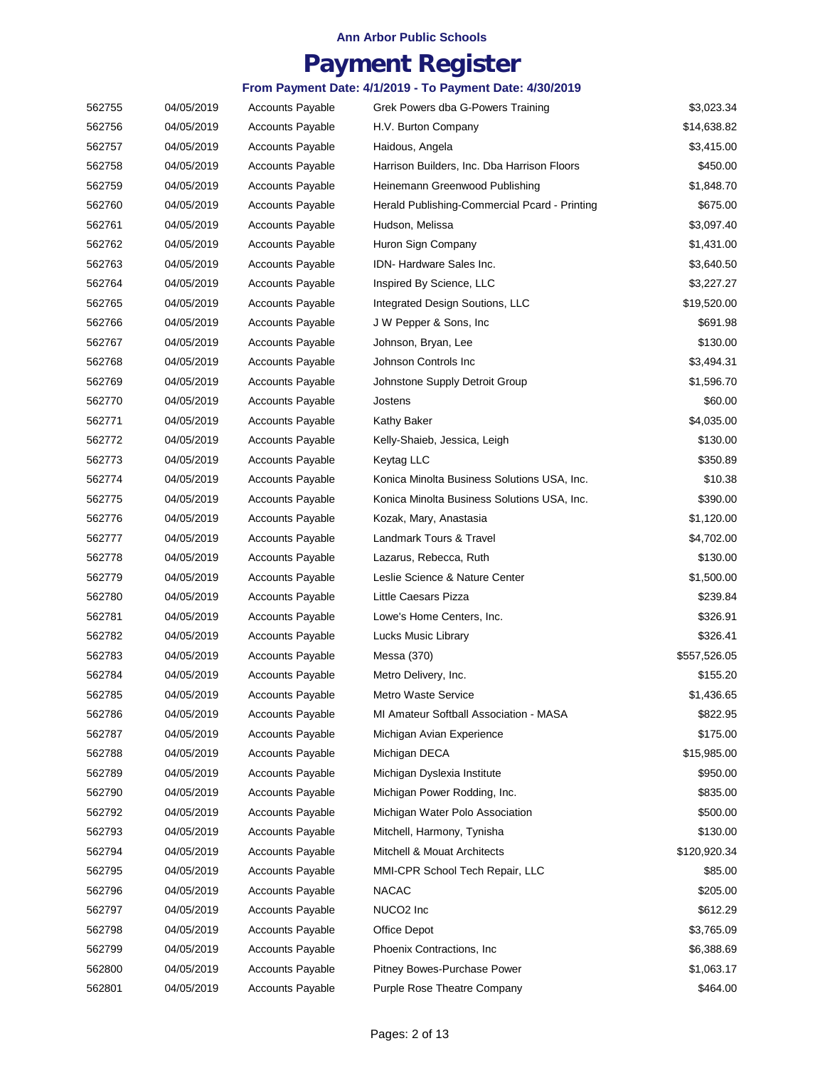Ann Arbor Public Schools

# Payment Register

### From Payment Date: 4/1/2019 - To Payment Date: 4/30/2019

| | | | | |
|---|---|---|---|---|
| 562755 | 04/05/2019 | Accounts Payable | Grek Powers dba G-Powers Training | $3,023.34 |
| 562756 | 04/05/2019 | Accounts Payable | H.V. Burton Company | $14,638.82 |
| 562757 | 04/05/2019 | Accounts Payable | Haidous, Angela | $3,415.00 |
| 562758 | 04/05/2019 | Accounts Payable | Harrison Builders, Inc. Dba Harrison Floors | $450.00 |
| 562759 | 04/05/2019 | Accounts Payable | Heinemann Greenwood Publishing | $1,848.70 |
| 562760 | 04/05/2019 | Accounts Payable | Herald Publishing-Commercial Pcard - Printing | $675.00 |
| 562761 | 04/05/2019 | Accounts Payable | Hudson, Melissa | $3,097.40 |
| 562762 | 04/05/2019 | Accounts Payable | Huron Sign Company | $1,431.00 |
| 562763 | 04/05/2019 | Accounts Payable | IDN- Hardware Sales Inc. | $3,640.50 |
| 562764 | 04/05/2019 | Accounts Payable | Inspired By Science, LLC | $3,227.27 |
| 562765 | 04/05/2019 | Accounts Payable | Integrated Design Soutions, LLC | $19,520.00 |
| 562766 | 04/05/2019 | Accounts Payable | J W Pepper & Sons, Inc | $691.98 |
| 562767 | 04/05/2019 | Accounts Payable | Johnson, Bryan, Lee | $130.00 |
| 562768 | 04/05/2019 | Accounts Payable | Johnson Controls Inc | $3,494.31 |
| 562769 | 04/05/2019 | Accounts Payable | Johnstone Supply Detroit Group | $1,596.70 |
| 562770 | 04/05/2019 | Accounts Payable | Jostens | $60.00 |
| 562771 | 04/05/2019 | Accounts Payable | Kathy Baker | $4,035.00 |
| 562772 | 04/05/2019 | Accounts Payable | Kelly-Shaieb, Jessica, Leigh | $130.00 |
| 562773 | 04/05/2019 | Accounts Payable | Keytag LLC | $350.89 |
| 562774 | 04/05/2019 | Accounts Payable | Konica Minolta Business Solutions USA, Inc. | $10.38 |
| 562775 | 04/05/2019 | Accounts Payable | Konica Minolta Business Solutions USA, Inc. | $390.00 |
| 562776 | 04/05/2019 | Accounts Payable | Kozak, Mary, Anastasia | $1,120.00 |
| 562777 | 04/05/2019 | Accounts Payable | Landmark Tours & Travel | $4,702.00 |
| 562778 | 04/05/2019 | Accounts Payable | Lazarus, Rebecca, Ruth | $130.00 |
| 562779 | 04/05/2019 | Accounts Payable | Leslie Science & Nature Center | $1,500.00 |
| 562780 | 04/05/2019 | Accounts Payable | Little Caesars Pizza | $239.84 |
| 562781 | 04/05/2019 | Accounts Payable | Lowe's Home Centers, Inc. | $326.91 |
| 562782 | 04/05/2019 | Accounts Payable | Lucks Music Library | $326.41 |
| 562783 | 04/05/2019 | Accounts Payable | Messa (370) | $557,526.05 |
| 562784 | 04/05/2019 | Accounts Payable | Metro Delivery, Inc. | $155.20 |
| 562785 | 04/05/2019 | Accounts Payable | Metro Waste Service | $1,436.65 |
| 562786 | 04/05/2019 | Accounts Payable | MI Amateur Softball Association - MASA | $822.95 |
| 562787 | 04/05/2019 | Accounts Payable | Michigan Avian Experience | $175.00 |
| 562788 | 04/05/2019 | Accounts Payable | Michigan DECA | $15,985.00 |
| 562789 | 04/05/2019 | Accounts Payable | Michigan Dyslexia Institute | $950.00 |
| 562790 | 04/05/2019 | Accounts Payable | Michigan Power Rodding, Inc. | $835.00 |
| 562792 | 04/05/2019 | Accounts Payable | Michigan Water Polo Association | $500.00 |
| 562793 | 04/05/2019 | Accounts Payable | Mitchell, Harmony, Tynisha | $130.00 |
| 562794 | 04/05/2019 | Accounts Payable | Mitchell & Mouat Architects | $120,920.34 |
| 562795 | 04/05/2019 | Accounts Payable | MMI-CPR School Tech Repair, LLC | $85.00 |
| 562796 | 04/05/2019 | Accounts Payable | NACAC | $205.00 |
| 562797 | 04/05/2019 | Accounts Payable | NUCO2 Inc | $612.29 |
| 562798 | 04/05/2019 | Accounts Payable | Office Depot | $3,765.09 |
| 562799 | 04/05/2019 | Accounts Payable | Phoenix Contractions, Inc | $6,388.69 |
| 562800 | 04/05/2019 | Accounts Payable | Pitney Bowes-Purchase Power | $1,063.17 |
| 562801 | 04/05/2019 | Accounts Payable | Purple Rose Theatre Company | $464.00 |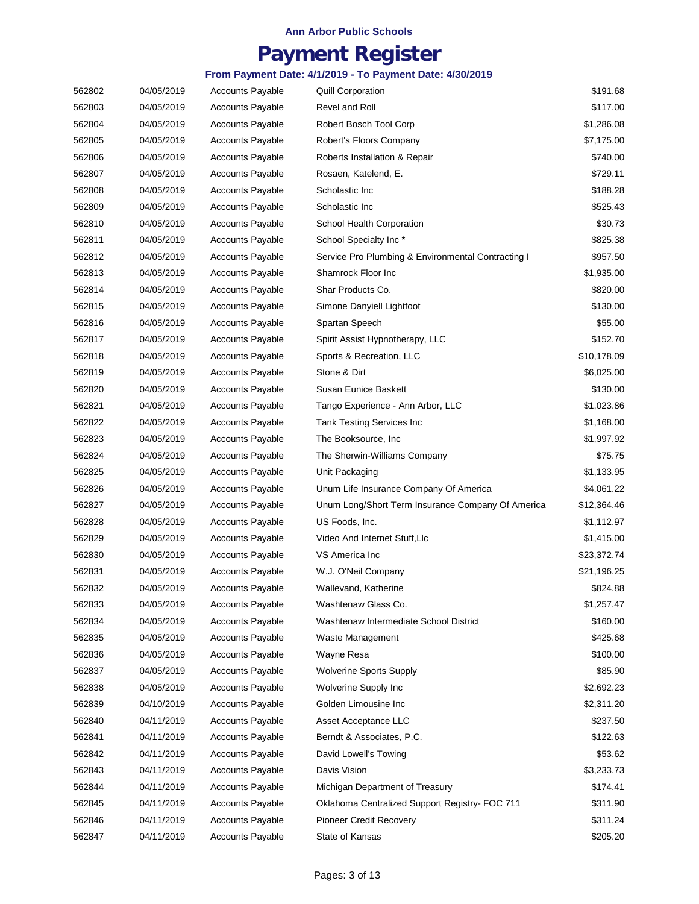Ann Arbor Public Schools

# Payment Register

### From Payment Date: 4/1/2019 - To Payment Date: 4/30/2019

| | | | | |
|---|---|---|---|---|
| 562802 | 04/05/2019 | Accounts Payable | Quill Corporation | $191.68 |
| 562803 | 04/05/2019 | Accounts Payable | Revel and Roll | $117.00 |
| 562804 | 04/05/2019 | Accounts Payable | Robert Bosch Tool Corp | $1,286.08 |
| 562805 | 04/05/2019 | Accounts Payable | Robert's Floors Company | $7,175.00 |
| 562806 | 04/05/2019 | Accounts Payable | Roberts Installation & Repair | $740.00 |
| 562807 | 04/05/2019 | Accounts Payable | Rosaen, Katelend, E. | $729.11 |
| 562808 | 04/05/2019 | Accounts Payable | Scholastic Inc | $188.28 |
| 562809 | 04/05/2019 | Accounts Payable | Scholastic Inc | $525.43 |
| 562810 | 04/05/2019 | Accounts Payable | School Health Corporation | $30.73 |
| 562811 | 04/05/2019 | Accounts Payable | School Specialty Inc * | $825.38 |
| 562812 | 04/05/2019 | Accounts Payable | Service Pro Plumbing & Environmental Contracting I | $957.50 |
| 562813 | 04/05/2019 | Accounts Payable | Shamrock Floor Inc | $1,935.00 |
| 562814 | 04/05/2019 | Accounts Payable | Shar Products Co. | $820.00 |
| 562815 | 04/05/2019 | Accounts Payable | Simone Danyiell Lightfoot | $130.00 |
| 562816 | 04/05/2019 | Accounts Payable | Spartan Speech | $55.00 |
| 562817 | 04/05/2019 | Accounts Payable | Spirit Assist Hypnotherapy, LLC | $152.70 |
| 562818 | 04/05/2019 | Accounts Payable | Sports & Recreation, LLC | $10,178.09 |
| 562819 | 04/05/2019 | Accounts Payable | Stone & Dirt | $6,025.00 |
| 562820 | 04/05/2019 | Accounts Payable | Susan Eunice Baskett | $130.00 |
| 562821 | 04/05/2019 | Accounts Payable | Tango Experience - Ann Arbor, LLC | $1,023.86 |
| 562822 | 04/05/2019 | Accounts Payable | Tank Testing Services Inc | $1,168.00 |
| 562823 | 04/05/2019 | Accounts Payable | The Booksource, Inc | $1,997.92 |
| 562824 | 04/05/2019 | Accounts Payable | The Sherwin-Williams Company | $75.75 |
| 562825 | 04/05/2019 | Accounts Payable | Unit Packaging | $1,133.95 |
| 562826 | 04/05/2019 | Accounts Payable | Unum Life Insurance Company Of America | $4,061.22 |
| 562827 | 04/05/2019 | Accounts Payable | Unum Long/Short Term Insurance Company Of America | $12,364.46 |
| 562828 | 04/05/2019 | Accounts Payable | US Foods, Inc. | $1,112.97 |
| 562829 | 04/05/2019 | Accounts Payable | Video And Internet Stuff,Llc | $1,415.00 |
| 562830 | 04/05/2019 | Accounts Payable | VS America Inc | $23,372.74 |
| 562831 | 04/05/2019 | Accounts Payable | W.J. O'Neil Company | $21,196.25 |
| 562832 | 04/05/2019 | Accounts Payable | Wallevand, Katherine | $824.88 |
| 562833 | 04/05/2019 | Accounts Payable | Washtenaw Glass Co. | $1,257.47 |
| 562834 | 04/05/2019 | Accounts Payable | Washtenaw Intermediate School District | $160.00 |
| 562835 | 04/05/2019 | Accounts Payable | Waste Management | $425.68 |
| 562836 | 04/05/2019 | Accounts Payable | Wayne Resa | $100.00 |
| 562837 | 04/05/2019 | Accounts Payable | Wolverine Sports Supply | $85.90 |
| 562838 | 04/05/2019 | Accounts Payable | Wolverine Supply Inc | $2,692.23 |
| 562839 | 04/10/2019 | Accounts Payable | Golden Limousine Inc | $2,311.20 |
| 562840 | 04/11/2019 | Accounts Payable | Asset Acceptance LLC | $237.50 |
| 562841 | 04/11/2019 | Accounts Payable | Berndt & Associates, P.C. | $122.63 |
| 562842 | 04/11/2019 | Accounts Payable | David Lowell's Towing | $53.62 |
| 562843 | 04/11/2019 | Accounts Payable | Davis Vision | $3,233.73 |
| 562844 | 04/11/2019 | Accounts Payable | Michigan Department of Treasury | $174.41 |
| 562845 | 04/11/2019 | Accounts Payable | Oklahoma Centralized Support Registry- FOC 711 | $311.90 |
| 562846 | 04/11/2019 | Accounts Payable | Pioneer Credit Recovery | $311.24 |
| 562847 | 04/11/2019 | Accounts Payable | State of Kansas | $205.20 |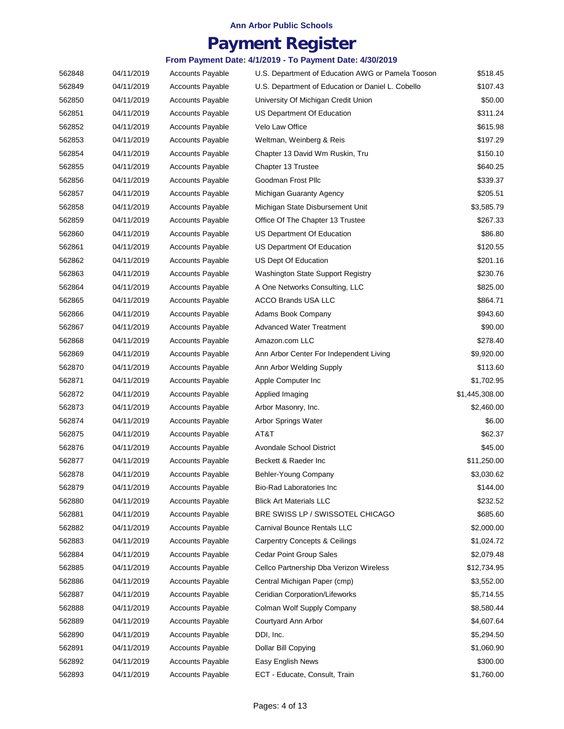**Ann Arbor Public Schools**

# Payment Register

**From Payment Date: 4/1/2019 - To Payment Date: 4/30/2019**

| | | | | |
|---|---|---|---|---|
| 562848 | 04/11/2019 | Accounts Payable | U.S. Department of Education AWG or Pamela Tooson | $518.45 |
| 562849 | 04/11/2019 | Accounts Payable | U.S. Department of Education or Daniel L. Cobello | $107.43 |
| 562850 | 04/11/2019 | Accounts Payable | University Of Michigan Credit Union | $50.00 |
| 562851 | 04/11/2019 | Accounts Payable | US Department Of Education | $311.24 |
| 562852 | 04/11/2019 | Accounts Payable | Velo Law Office | $615.98 |
| 562853 | 04/11/2019 | Accounts Payable | Weltman, Weinberg & Reis | $197.29 |
| 562854 | 04/11/2019 | Accounts Payable | Chapter 13 David Wm Ruskin, Tru | $150.10 |
| 562855 | 04/11/2019 | Accounts Payable | Chapter 13 Trustee | $640.25 |
| 562856 | 04/11/2019 | Accounts Payable | Goodman Frost Pllc | $339.37 |
| 562857 | 04/11/2019 | Accounts Payable | Michigan Guaranty Agency | $205.51 |
| 562858 | 04/11/2019 | Accounts Payable | Michigan State Disbursement Unit | $3,585.79 |
| 562859 | 04/11/2019 | Accounts Payable | Office Of The Chapter 13 Trustee | $267.33 |
| 562860 | 04/11/2019 | Accounts Payable | US Department Of Education | $86.80 |
| 562861 | 04/11/2019 | Accounts Payable | US Department Of Education | $120.55 |
| 562862 | 04/11/2019 | Accounts Payable | US Dept Of Education | $201.16 |
| 562863 | 04/11/2019 | Accounts Payable | Washington State Support Registry | $230.76 |
| 562864 | 04/11/2019 | Accounts Payable | A One Networks Consulting, LLC | $825.00 |
| 562865 | 04/11/2019 | Accounts Payable | ACCO Brands USA LLC | $864.71 |
| 562866 | 04/11/2019 | Accounts Payable | Adams Book Company | $943.60 |
| 562867 | 04/11/2019 | Accounts Payable | Advanced Water Treatment | $90.00 |
| 562868 | 04/11/2019 | Accounts Payable | Amazon.com LLC | $278.40 |
| 562869 | 04/11/2019 | Accounts Payable | Ann Arbor Center For Independent Living | $9,920.00 |
| 562870 | 04/11/2019 | Accounts Payable | Ann Arbor Welding Supply | $113.60 |
| 562871 | 04/11/2019 | Accounts Payable | Apple Computer Inc | $1,702.95 |
| 562872 | 04/11/2019 | Accounts Payable | Applied Imaging | $1,445,308.00 |
| 562873 | 04/11/2019 | Accounts Payable | Arbor Masonry, Inc. | $2,460.00 |
| 562874 | 04/11/2019 | Accounts Payable | Arbor Springs Water | $6.00 |
| 562875 | 04/11/2019 | Accounts Payable | AT&T | $62.37 |
| 562876 | 04/11/2019 | Accounts Payable | Avondale School District | $45.00 |
| 562877 | 04/11/2019 | Accounts Payable | Beckett & Raeder Inc | $11,250.00 |
| 562878 | 04/11/2019 | Accounts Payable | Behler-Young Company | $3,030.62 |
| 562879 | 04/11/2019 | Accounts Payable | Bio-Rad Laboratories Inc | $144.00 |
| 562880 | 04/11/2019 | Accounts Payable | Blick Art Materials LLC | $232.52 |
| 562881 | 04/11/2019 | Accounts Payable | BRE SWISS LP / SWISSOTEL CHICAGO | $685.60 |
| 562882 | 04/11/2019 | Accounts Payable | Carnival Bounce Rentals LLC | $2,000.00 |
| 562883 | 04/11/2019 | Accounts Payable | Carpentry Concepts & Ceilings | $1,024.72 |
| 562884 | 04/11/2019 | Accounts Payable | Cedar Point Group Sales | $2,079.48 |
| 562885 | 04/11/2019 | Accounts Payable | Cellco Partnership Dba Verizon Wireless | $12,734.95 |
| 562886 | 04/11/2019 | Accounts Payable | Central Michigan Paper (cmp) | $3,552.00 |
| 562887 | 04/11/2019 | Accounts Payable | Ceridian Corporation/Lifeworks | $5,714.55 |
| 562888 | 04/11/2019 | Accounts Payable | Colman Wolf Supply Company | $8,580.44 |
| 562889 | 04/11/2019 | Accounts Payable | Courtyard Ann Arbor | $4,607.64 |
| 562890 | 04/11/2019 | Accounts Payable | DDI, Inc. | $5,294.50 |
| 562891 | 04/11/2019 | Accounts Payable | Dollar Bill Copying | $1,060.90 |
| 562892 | 04/11/2019 | Accounts Payable | Easy English News | $300.00 |
| 562893 | 04/11/2019 | Accounts Payable | ECT - Educate, Consult, Train | $1,760.00 |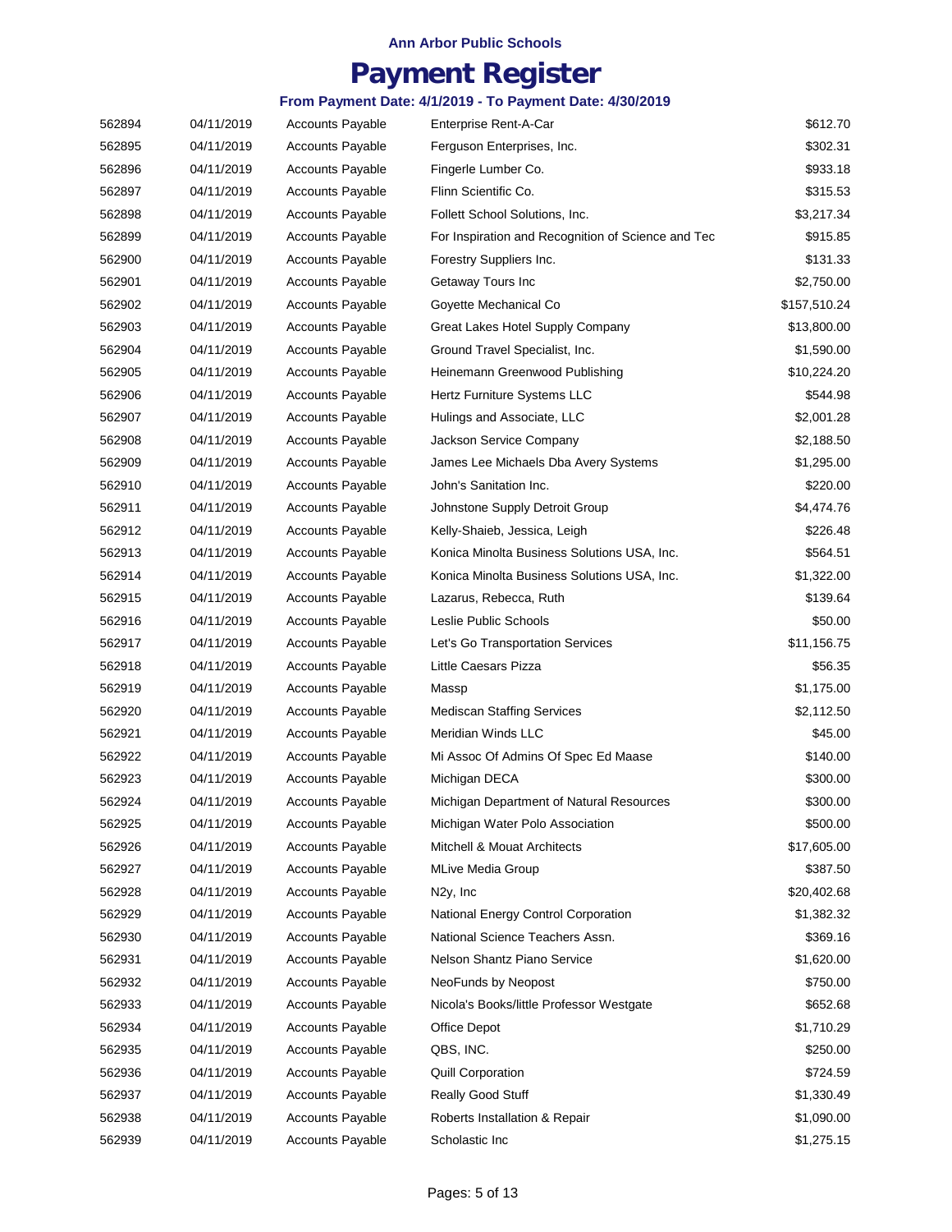**Ann Arbor Public Schools**

# Payment Register

**From Payment Date: 4/1/2019 - To Payment Date: 4/30/2019**

| | | | | |
|---|---|---|---|---|
| 562894 | 04/11/2019 | Accounts Payable | Enterprise Rent-A-Car | $612.70 |
| 562895 | 04/11/2019 | Accounts Payable | Ferguson Enterprises, Inc. | $302.31 |
| 562896 | 04/11/2019 | Accounts Payable | Fingerle Lumber Co. | $933.18 |
| 562897 | 04/11/2019 | Accounts Payable | Flinn Scientific Co. | $315.53 |
| 562898 | 04/11/2019 | Accounts Payable | Follett School Solutions, Inc. | $3,217.34 |
| 562899 | 04/11/2019 | Accounts Payable | For Inspiration and Recognition of Science and Tec | $915.85 |
| 562900 | 04/11/2019 | Accounts Payable | Forestry Suppliers Inc. | $131.33 |
| 562901 | 04/11/2019 | Accounts Payable | Getaway Tours Inc | $2,750.00 |
| 562902 | 04/11/2019 | Accounts Payable | Goyette Mechanical Co | $157,510.24 |
| 562903 | 04/11/2019 | Accounts Payable | Great Lakes Hotel Supply Company | $13,800.00 |
| 562904 | 04/11/2019 | Accounts Payable | Ground Travel Specialist, Inc. | $1,590.00 |
| 562905 | 04/11/2019 | Accounts Payable | Heinemann Greenwood Publishing | $10,224.20 |
| 562906 | 04/11/2019 | Accounts Payable | Hertz Furniture Systems LLC | $544.98 |
| 562907 | 04/11/2019 | Accounts Payable | Hulings and Associate, LLC | $2,001.28 |
| 562908 | 04/11/2019 | Accounts Payable | Jackson Service Company | $2,188.50 |
| 562909 | 04/11/2019 | Accounts Payable | James Lee Michaels Dba Avery Systems | $1,295.00 |
| 562910 | 04/11/2019 | Accounts Payable | John's Sanitation Inc. | $220.00 |
| 562911 | 04/11/2019 | Accounts Payable | Johnstone Supply Detroit Group | $4,474.76 |
| 562912 | 04/11/2019 | Accounts Payable | Kelly-Shaieb, Jessica, Leigh | $226.48 |
| 562913 | 04/11/2019 | Accounts Payable | Konica Minolta Business Solutions USA, Inc. | $564.51 |
| 562914 | 04/11/2019 | Accounts Payable | Konica Minolta Business Solutions USA, Inc. | $1,322.00 |
| 562915 | 04/11/2019 | Accounts Payable | Lazarus, Rebecca, Ruth | $139.64 |
| 562916 | 04/11/2019 | Accounts Payable | Leslie Public Schools | $50.00 |
| 562917 | 04/11/2019 | Accounts Payable | Let's Go Transportation Services | $11,156.75 |
| 562918 | 04/11/2019 | Accounts Payable | Little Caesars Pizza | $56.35 |
| 562919 | 04/11/2019 | Accounts Payable | Massp | $1,175.00 |
| 562920 | 04/11/2019 | Accounts Payable | Mediscan Staffing Services | $2,112.50 |
| 562921 | 04/11/2019 | Accounts Payable | Meridian Winds LLC | $45.00 |
| 562922 | 04/11/2019 | Accounts Payable | Mi Assoc Of Admins Of Spec Ed Maase | $140.00 |
| 562923 | 04/11/2019 | Accounts Payable | Michigan DECA | $300.00 |
| 562924 | 04/11/2019 | Accounts Payable | Michigan Department of Natural Resources | $300.00 |
| 562925 | 04/11/2019 | Accounts Payable | Michigan Water Polo Association | $500.00 |
| 562926 | 04/11/2019 | Accounts Payable | Mitchell & Mouat Architects | $17,605.00 |
| 562927 | 04/11/2019 | Accounts Payable | MLive Media Group | $387.50 |
| 562928 | 04/11/2019 | Accounts Payable | N2y, Inc | $20,402.68 |
| 562929 | 04/11/2019 | Accounts Payable | National Energy Control Corporation | $1,382.32 |
| 562930 | 04/11/2019 | Accounts Payable | National Science Teachers Assn. | $369.16 |
| 562931 | 04/11/2019 | Accounts Payable | Nelson Shantz Piano Service | $1,620.00 |
| 562932 | 04/11/2019 | Accounts Payable | NeoFunds by Neopost | $750.00 |
| 562933 | 04/11/2019 | Accounts Payable | Nicola's Books/little Professor Westgate | $652.68 |
| 562934 | 04/11/2019 | Accounts Payable | Office Depot | $1,710.29 |
| 562935 | 04/11/2019 | Accounts Payable | QBS, INC. | $250.00 |
| 562936 | 04/11/2019 | Accounts Payable | Quill Corporation | $724.59 |
| 562937 | 04/11/2019 | Accounts Payable | Really Good Stuff | $1,330.49 |
| 562938 | 04/11/2019 | Accounts Payable | Roberts Installation & Repair | $1,090.00 |
| 562939 | 04/11/2019 | Accounts Payable | Scholastic Inc | $1,275.15 |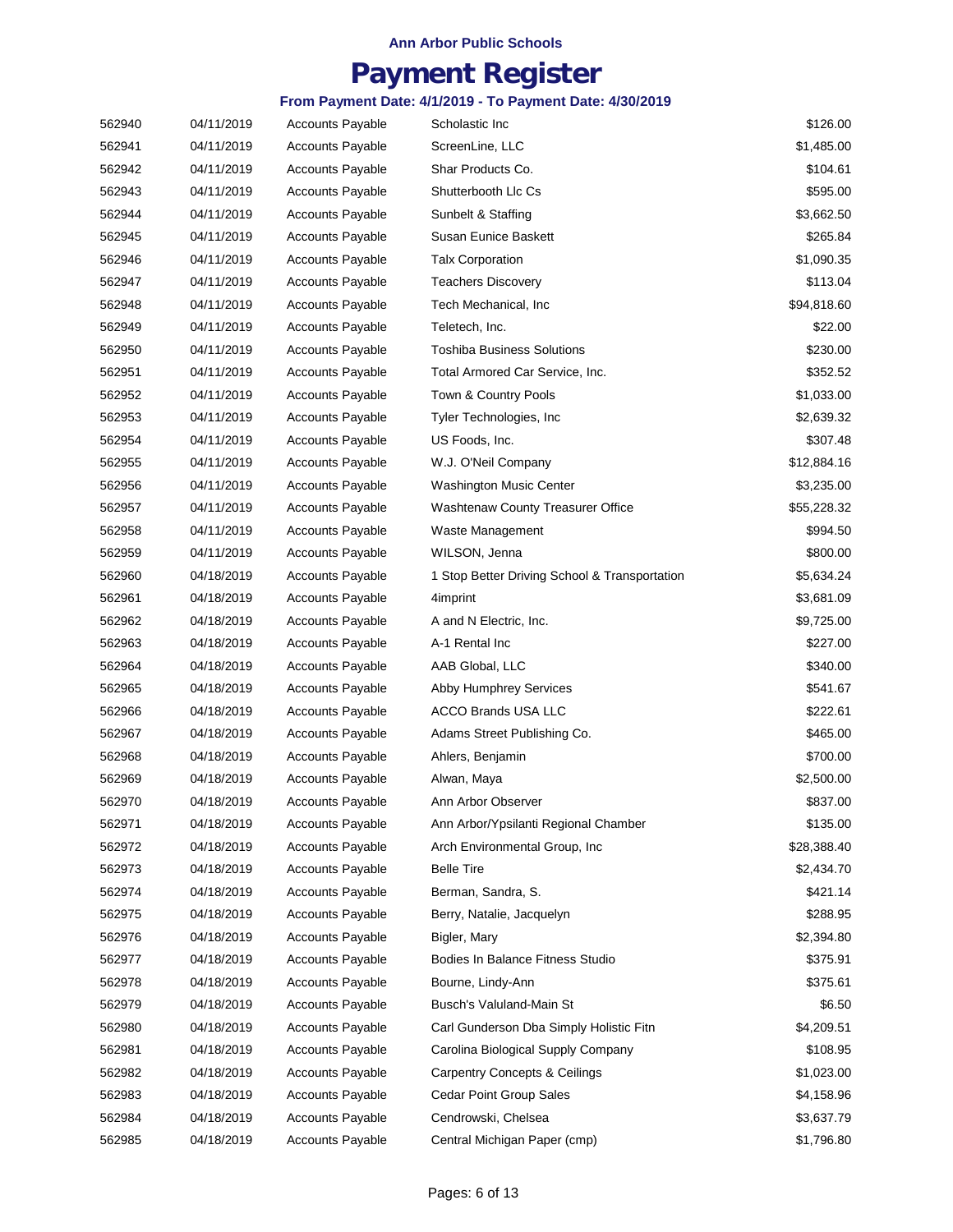**Ann Arbor Public Schools**

# Payment Register

**From Payment Date: 4/1/2019 - To Payment Date: 4/30/2019**

| | | | | |
|---|---|---|---|---|
| 562940 | 04/11/2019 | Accounts Payable | Scholastic Inc | $126.00 |
| 562941 | 04/11/2019 | Accounts Payable | ScreenLine, LLC | $1,485.00 |
| 562942 | 04/11/2019 | Accounts Payable | Shar Products Co. | $104.61 |
| 562943 | 04/11/2019 | Accounts Payable | Shutterbooth Llc Cs | $595.00 |
| 562944 | 04/11/2019 | Accounts Payable | Sunbelt & Staffing | $3,662.50 |
| 562945 | 04/11/2019 | Accounts Payable | Susan Eunice Baskett | $265.84 |
| 562946 | 04/11/2019 | Accounts Payable | Talx Corporation | $1,090.35 |
| 562947 | 04/11/2019 | Accounts Payable | Teachers Discovery | $113.04 |
| 562948 | 04/11/2019 | Accounts Payable | Tech Mechanical, Inc | $94,818.60 |
| 562949 | 04/11/2019 | Accounts Payable | Teletech, Inc. | $22.00 |
| 562950 | 04/11/2019 | Accounts Payable | Toshiba Business Solutions | $230.00 |
| 562951 | 04/11/2019 | Accounts Payable | Total Armored Car Service, Inc. | $352.52 |
| 562952 | 04/11/2019 | Accounts Payable | Town & Country Pools | $1,033.00 |
| 562953 | 04/11/2019 | Accounts Payable | Tyler Technologies, Inc | $2,639.32 |
| 562954 | 04/11/2019 | Accounts Payable | US Foods, Inc. | $307.48 |
| 562955 | 04/11/2019 | Accounts Payable | W.J. O'Neil Company | $12,884.16 |
| 562956 | 04/11/2019 | Accounts Payable | Washington Music Center | $3,235.00 |
| 562957 | 04/11/2019 | Accounts Payable | Washtenaw County Treasurer Office | $55,228.32 |
| 562958 | 04/11/2019 | Accounts Payable | Waste Management | $994.50 |
| 562959 | 04/11/2019 | Accounts Payable | WILSON, Jenna | $800.00 |
| 562960 | 04/18/2019 | Accounts Payable | 1 Stop Better Driving School & Transportation | $5,634.24 |
| 562961 | 04/18/2019 | Accounts Payable | 4imprint | $3,681.09 |
| 562962 | 04/18/2019 | Accounts Payable | A and N Electric, Inc. | $9,725.00 |
| 562963 | 04/18/2019 | Accounts Payable | A-1 Rental Inc | $227.00 |
| 562964 | 04/18/2019 | Accounts Payable | AAB Global, LLC | $340.00 |
| 562965 | 04/18/2019 | Accounts Payable | Abby Humphrey Services | $541.67 |
| 562966 | 04/18/2019 | Accounts Payable | ACCO Brands USA LLC | $222.61 |
| 562967 | 04/18/2019 | Accounts Payable | Adams Street Publishing Co. | $465.00 |
| 562968 | 04/18/2019 | Accounts Payable | Ahlers, Benjamin | $700.00 |
| 562969 | 04/18/2019 | Accounts Payable | Alwan, Maya | $2,500.00 |
| 562970 | 04/18/2019 | Accounts Payable | Ann Arbor Observer | $837.00 |
| 562971 | 04/18/2019 | Accounts Payable | Ann Arbor/Ypsilanti Regional Chamber | $135.00 |
| 562972 | 04/18/2019 | Accounts Payable | Arch Environmental Group, Inc | $28,388.40 |
| 562973 | 04/18/2019 | Accounts Payable | Belle Tire | $2,434.70 |
| 562974 | 04/18/2019 | Accounts Payable | Berman, Sandra, S. | $421.14 |
| 562975 | 04/18/2019 | Accounts Payable | Berry, Natalie, Jacquelyn | $288.95 |
| 562976 | 04/18/2019 | Accounts Payable | Bigler, Mary | $2,394.80 |
| 562977 | 04/18/2019 | Accounts Payable | Bodies In Balance Fitness Studio | $375.91 |
| 562978 | 04/18/2019 | Accounts Payable | Bourne, Lindy-Ann | $375.61 |
| 562979 | 04/18/2019 | Accounts Payable | Busch's Valuland-Main St | $6.50 |
| 562980 | 04/18/2019 | Accounts Payable | Carl Gunderson Dba Simply Holistic Fitn | $4,209.51 |
| 562981 | 04/18/2019 | Accounts Payable | Carolina Biological Supply Company | $108.95 |
| 562982 | 04/18/2019 | Accounts Payable | Carpentry Concepts & Ceilings | $1,023.00 |
| 562983 | 04/18/2019 | Accounts Payable | Cedar Point Group Sales | $4,158.96 |
| 562984 | 04/18/2019 | Accounts Payable | Cendrowski, Chelsea | $3,637.79 |
| 562985 | 04/18/2019 | Accounts Payable | Central Michigan Paper (cmp) | $1,796.80 |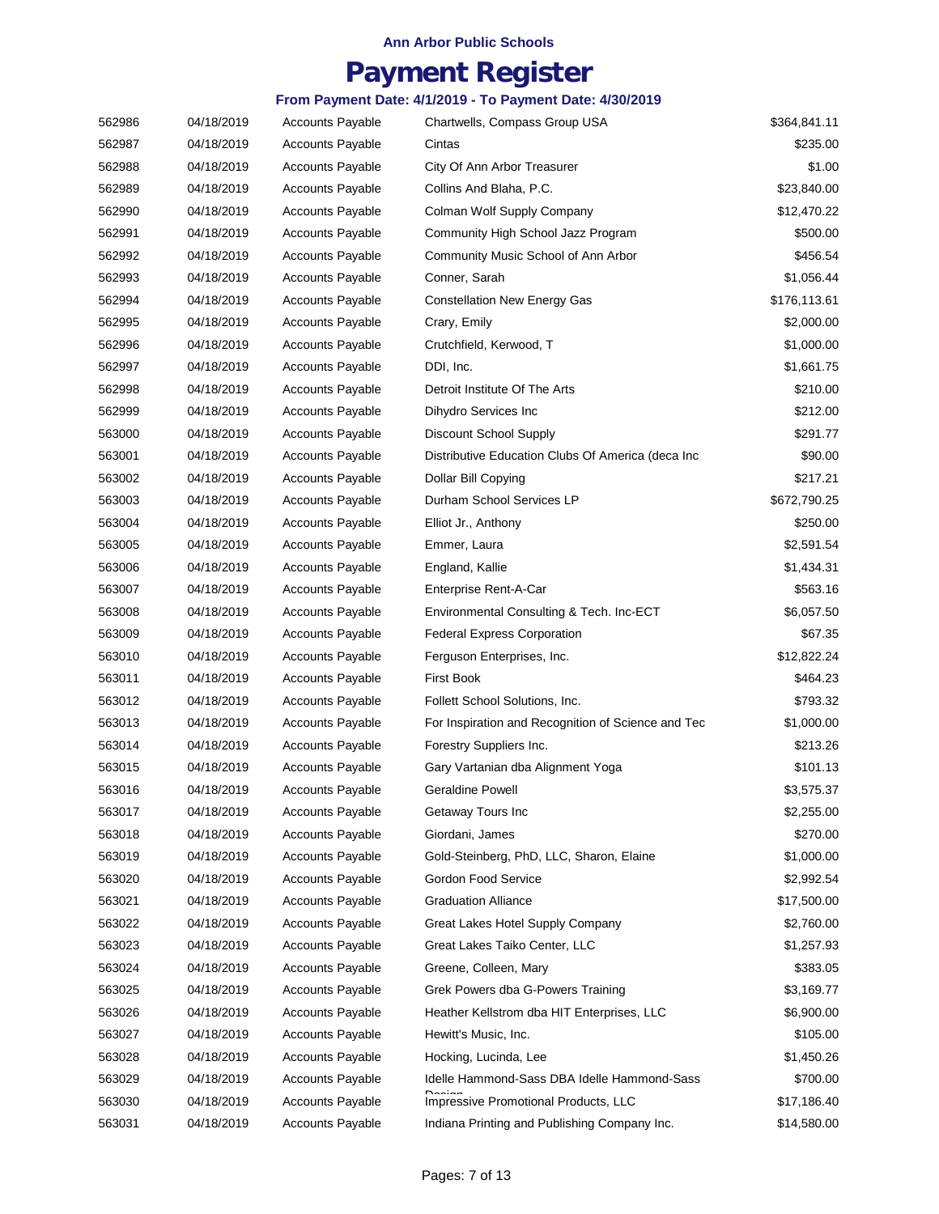Ann Arbor Public Schools

# Payment Register

### From Payment Date: 4/1/2019 - To Payment Date: 4/30/2019

| | | | | |
|---|---|---|---|---|
| 562986 | 04/18/2019 | Accounts Payable | Chartwells, Compass Group USA | $364,841.11 |
| 562987 | 04/18/2019 | Accounts Payable | Cintas | $235.00 |
| 562988 | 04/18/2019 | Accounts Payable | City Of Ann Arbor Treasurer | $1.00 |
| 562989 | 04/18/2019 | Accounts Payable | Collins And Blaha, P.C. | $23,840.00 |
| 562990 | 04/18/2019 | Accounts Payable | Colman Wolf Supply Company | $12,470.22 |
| 562991 | 04/18/2019 | Accounts Payable | Community High School Jazz Program | $500.00 |
| 562992 | 04/18/2019 | Accounts Payable | Community Music School of Ann Arbor | $456.54 |
| 562993 | 04/18/2019 | Accounts Payable | Conner, Sarah | $1,056.44 |
| 562994 | 04/18/2019 | Accounts Payable | Constellation New Energy Gas | $176,113.61 |
| 562995 | 04/18/2019 | Accounts Payable | Crary, Emily | $2,000.00 |
| 562996 | 04/18/2019 | Accounts Payable | Crutchfield, Kerwood, T | $1,000.00 |
| 562997 | 04/18/2019 | Accounts Payable | DDI, Inc. | $1,661.75 |
| 562998 | 04/18/2019 | Accounts Payable | Detroit Institute Of The Arts | $210.00 |
| 562999 | 04/18/2019 | Accounts Payable | Dihydro Services Inc | $212.00 |
| 563000 | 04/18/2019 | Accounts Payable | Discount School Supply | $291.77 |
| 563001 | 04/18/2019 | Accounts Payable | Distributive Education Clubs Of America (deca Inc | $90.00 |
| 563002 | 04/18/2019 | Accounts Payable | Dollar Bill Copying | $217.21 |
| 563003 | 04/18/2019 | Accounts Payable | Durham School Services LP | $672,790.25 |
| 563004 | 04/18/2019 | Accounts Payable | Elliot Jr., Anthony | $250.00 |
| 563005 | 04/18/2019 | Accounts Payable | Emmer, Laura | $2,591.54 |
| 563006 | 04/18/2019 | Accounts Payable | England, Kallie | $1,434.31 |
| 563007 | 04/18/2019 | Accounts Payable | Enterprise Rent-A-Car | $563.16 |
| 563008 | 04/18/2019 | Accounts Payable | Environmental Consulting & Tech. Inc-ECT | $6,057.50 |
| 563009 | 04/18/2019 | Accounts Payable | Federal Express Corporation | $67.35 |
| 563010 | 04/18/2019 | Accounts Payable | Ferguson Enterprises, Inc. | $12,822.24 |
| 563011 | 04/18/2019 | Accounts Payable | First Book | $464.23 |
| 563012 | 04/18/2019 | Accounts Payable | Follett School Solutions, Inc. | $793.32 |
| 563013 | 04/18/2019 | Accounts Payable | For Inspiration and Recognition of Science and Tec | $1,000.00 |
| 563014 | 04/18/2019 | Accounts Payable | Forestry Suppliers Inc. | $213.26 |
| 563015 | 04/18/2019 | Accounts Payable | Gary Vartanian dba Alignment Yoga | $101.13 |
| 563016 | 04/18/2019 | Accounts Payable | Geraldine Powell | $3,575.37 |
| 563017 | 04/18/2019 | Accounts Payable | Getaway Tours Inc | $2,255.00 |
| 563018 | 04/18/2019 | Accounts Payable | Giordani, James | $270.00 |
| 563019 | 04/18/2019 | Accounts Payable | Gold-Steinberg, PhD, LLC, Sharon, Elaine | $1,000.00 |
| 563020 | 04/18/2019 | Accounts Payable | Gordon Food Service | $2,992.54 |
| 563021 | 04/18/2019 | Accounts Payable | Graduation Alliance | $17,500.00 |
| 563022 | 04/18/2019 | Accounts Payable | Great Lakes Hotel Supply Company | $2,760.00 |
| 563023 | 04/18/2019 | Accounts Payable | Great Lakes Taiko Center, LLC | $1,257.93 |
| 563024 | 04/18/2019 | Accounts Payable | Greene, Colleen, Mary | $383.05 |
| 563025 | 04/18/2019 | Accounts Payable | Grek Powers dba G-Powers Training | $3,169.77 |
| 563026 | 04/18/2019 | Accounts Payable | Heather Kellstrom dba HIT Enterprises, LLC | $6,900.00 |
| 563027 | 04/18/2019 | Accounts Payable | Hewitt's Music, Inc. | $105.00 |
| 563028 | 04/18/2019 | Accounts Payable | Hocking, Lucinda, Lee | $1,450.26 |
| 563029 | 04/18/2019 | Accounts Payable | Idelle Hammond-Sass DBA Idelle Hammond-Sass Design | $700.00 |
| 563030 | 04/18/2019 | Accounts Payable | Impressive Promotional Products, LLC | $17,186.40 |
| 563031 | 04/18/2019 | Accounts Payable | Indiana Printing and Publishing Company Inc. | $14,580.00 |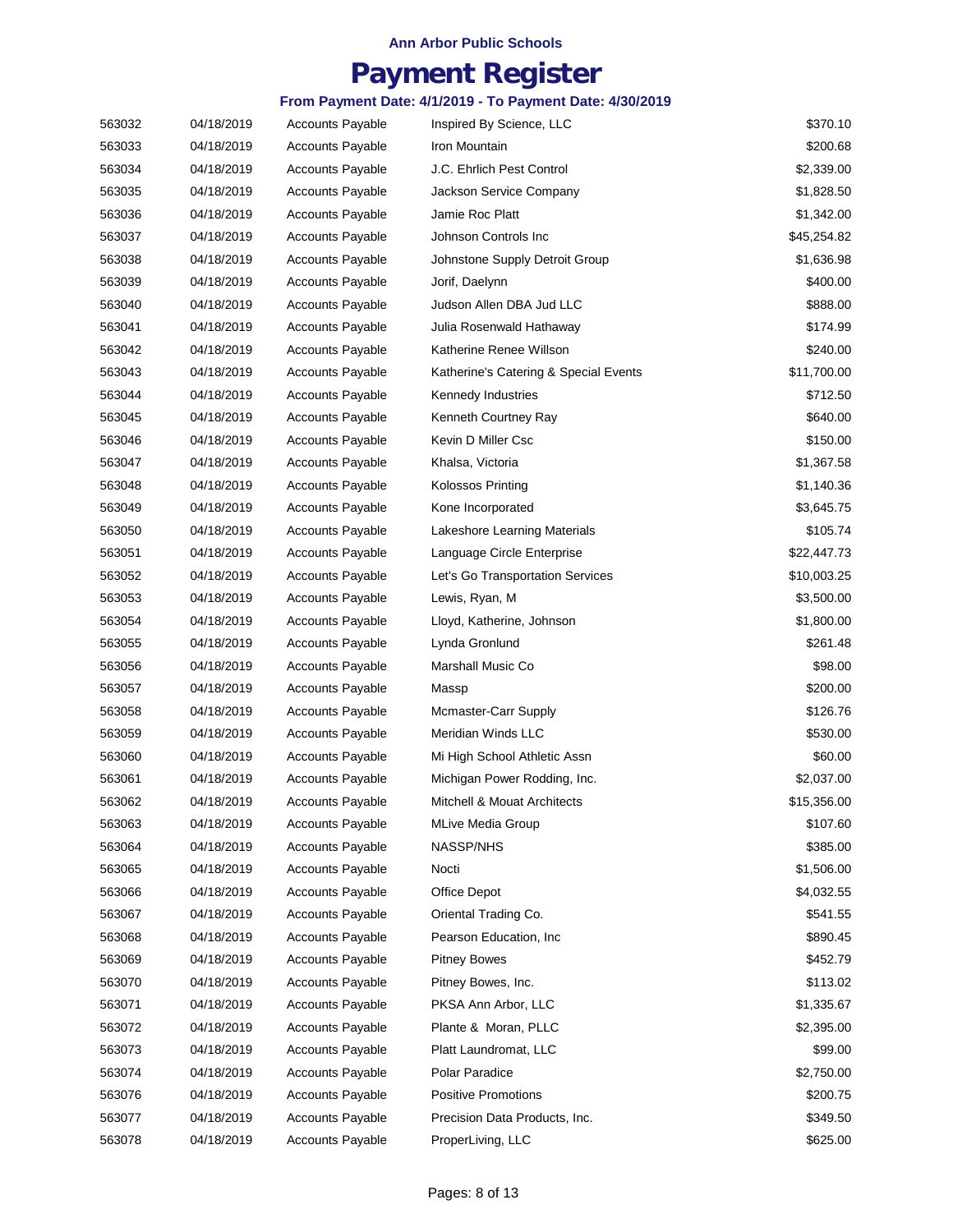**Ann Arbor Public Schools**

# Payment Register

**From Payment Date: 4/1/2019 - To Payment Date: 4/30/2019**

| | | | | |
|---|---|---|---|---|
| 563032 | 04/18/2019 | Accounts Payable | Inspired By Science, LLC | $370.10 |
| 563033 | 04/18/2019 | Accounts Payable | Iron Mountain | $200.68 |
| 563034 | 04/18/2019 | Accounts Payable | J.C. Ehrlich Pest Control | $2,339.00 |
| 563035 | 04/18/2019 | Accounts Payable | Jackson Service Company | $1,828.50 |
| 563036 | 04/18/2019 | Accounts Payable | Jamie Roc Platt | $1,342.00 |
| 563037 | 04/18/2019 | Accounts Payable | Johnson Controls Inc | $45,254.82 |
| 563038 | 04/18/2019 | Accounts Payable | Johnstone Supply Detroit Group | $1,636.98 |
| 563039 | 04/18/2019 | Accounts Payable | Jorif, Daelynn | $400.00 |
| 563040 | 04/18/2019 | Accounts Payable | Judson Allen DBA Jud LLC | $888.00 |
| 563041 | 04/18/2019 | Accounts Payable | Julia Rosenwald Hathaway | $174.99 |
| 563042 | 04/18/2019 | Accounts Payable | Katherine Renee Willson | $240.00 |
| 563043 | 04/18/2019 | Accounts Payable | Katherine's Catering & Special Events | $11,700.00 |
| 563044 | 04/18/2019 | Accounts Payable | Kennedy Industries | $712.50 |
| 563045 | 04/18/2019 | Accounts Payable | Kenneth Courtney Ray | $640.00 |
| 563046 | 04/18/2019 | Accounts Payable | Kevin D Miller Csc | $150.00 |
| 563047 | 04/18/2019 | Accounts Payable | Khalsa, Victoria | $1,367.58 |
| 563048 | 04/18/2019 | Accounts Payable | Kolossos Printing | $1,140.36 |
| 563049 | 04/18/2019 | Accounts Payable | Kone Incorporated | $3,645.75 |
| 563050 | 04/18/2019 | Accounts Payable | Lakeshore Learning Materials | $105.74 |
| 563051 | 04/18/2019 | Accounts Payable | Language Circle Enterprise | $22,447.73 |
| 563052 | 04/18/2019 | Accounts Payable | Let's Go Transportation Services | $10,003.25 |
| 563053 | 04/18/2019 | Accounts Payable | Lewis, Ryan, M | $3,500.00 |
| 563054 | 04/18/2019 | Accounts Payable | Lloyd, Katherine, Johnson | $1,800.00 |
| 563055 | 04/18/2019 | Accounts Payable | Lynda Gronlund | $261.48 |
| 563056 | 04/18/2019 | Accounts Payable | Marshall Music Co | $98.00 |
| 563057 | 04/18/2019 | Accounts Payable | Massp | $200.00 |
| 563058 | 04/18/2019 | Accounts Payable | Mcmaster-Carr Supply | $126.76 |
| 563059 | 04/18/2019 | Accounts Payable | Meridian Winds LLC | $530.00 |
| 563060 | 04/18/2019 | Accounts Payable | Mi High School Athletic Assn | $60.00 |
| 563061 | 04/18/2019 | Accounts Payable | Michigan Power Rodding, Inc. | $2,037.00 |
| 563062 | 04/18/2019 | Accounts Payable | Mitchell & Mouat Architects | $15,356.00 |
| 563063 | 04/18/2019 | Accounts Payable | MLive Media Group | $107.60 |
| 563064 | 04/18/2019 | Accounts Payable | NASSP/NHS | $385.00 |
| 563065 | 04/18/2019 | Accounts Payable | Nocti | $1,506.00 |
| 563066 | 04/18/2019 | Accounts Payable | Office Depot | $4,032.55 |
| 563067 | 04/18/2019 | Accounts Payable | Oriental Trading Co. | $541.55 |
| 563068 | 04/18/2019 | Accounts Payable | Pearson Education, Inc | $890.45 |
| 563069 | 04/18/2019 | Accounts Payable | Pitney Bowes | $452.79 |
| 563070 | 04/18/2019 | Accounts Payable | Pitney Bowes, Inc. | $113.02 |
| 563071 | 04/18/2019 | Accounts Payable | PKSA Ann Arbor, LLC | $1,335.67 |
| 563072 | 04/18/2019 | Accounts Payable | Plante & Moran, PLLC | $2,395.00 |
| 563073 | 04/18/2019 | Accounts Payable | Platt Laundromat, LLC | $99.00 |
| 563074 | 04/18/2019 | Accounts Payable | Polar Paradice | $2,750.00 |
| 563076 | 04/18/2019 | Accounts Payable | Positive Promotions | $200.75 |
| 563077 | 04/18/2019 | Accounts Payable | Precision Data Products, Inc. | $349.50 |
| 563078 | 04/18/2019 | Accounts Payable | ProperLiving, LLC | $625.00 |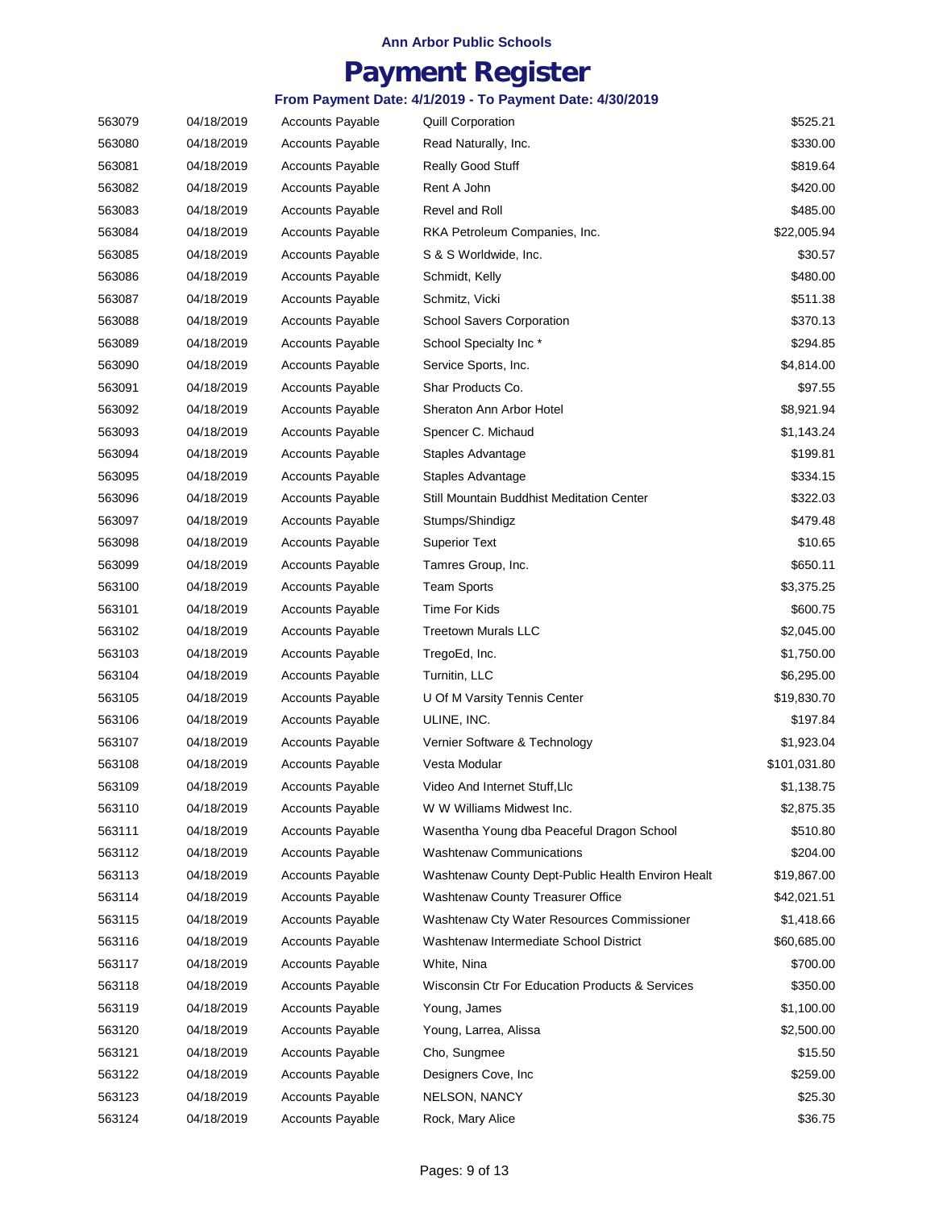**Ann Arbor Public Schools**

# Payment Register

**From Payment Date: 4/1/2019 - To Payment Date: 4/30/2019**

| | | | | |
|---|---|---|---|---|
| 563079 | 04/18/2019 | Accounts Payable | Quill Corporation | $525.21 |
| 563080 | 04/18/2019 | Accounts Payable | Read Naturally, Inc. | $330.00 |
| 563081 | 04/18/2019 | Accounts Payable | Really Good Stuff | $819.64 |
| 563082 | 04/18/2019 | Accounts Payable | Rent A John | $420.00 |
| 563083 | 04/18/2019 | Accounts Payable | Revel and Roll | $485.00 |
| 563084 | 04/18/2019 | Accounts Payable | RKA Petroleum Companies, Inc. | $22,005.94 |
| 563085 | 04/18/2019 | Accounts Payable | S & S Worldwide, Inc. | $30.57 |
| 563086 | 04/18/2019 | Accounts Payable | Schmidt, Kelly | $480.00 |
| 563087 | 04/18/2019 | Accounts Payable | Schmitz, Vicki | $511.38 |
| 563088 | 04/18/2019 | Accounts Payable | School Savers Corporation | $370.13 |
| 563089 | 04/18/2019 | Accounts Payable | School Specialty Inc * | $294.85 |
| 563090 | 04/18/2019 | Accounts Payable | Service Sports, Inc. | $4,814.00 |
| 563091 | 04/18/2019 | Accounts Payable | Shar Products Co. | $97.55 |
| 563092 | 04/18/2019 | Accounts Payable | Sheraton Ann Arbor Hotel | $8,921.94 |
| 563093 | 04/18/2019 | Accounts Payable | Spencer C. Michaud | $1,143.24 |
| 563094 | 04/18/2019 | Accounts Payable | Staples Advantage | $199.81 |
| 563095 | 04/18/2019 | Accounts Payable | Staples Advantage | $334.15 |
| 563096 | 04/18/2019 | Accounts Payable | Still Mountain Buddhist Meditation Center | $322.03 |
| 563097 | 04/18/2019 | Accounts Payable | Stumps/Shindigz | $479.48 |
| 563098 | 04/18/2019 | Accounts Payable | Superior Text | $10.65 |
| 563099 | 04/18/2019 | Accounts Payable | Tamres Group, Inc. | $650.11 |
| 563100 | 04/18/2019 | Accounts Payable | Team Sports | $3,375.25 |
| 563101 | 04/18/2019 | Accounts Payable | Time For Kids | $600.75 |
| 563102 | 04/18/2019 | Accounts Payable | Treetown Murals LLC | $2,045.00 |
| 563103 | 04/18/2019 | Accounts Payable | TregoEd, Inc. | $1,750.00 |
| 563104 | 04/18/2019 | Accounts Payable | Turnitin, LLC | $6,295.00 |
| 563105 | 04/18/2019 | Accounts Payable | U Of M Varsity Tennis Center | $19,830.70 |
| 563106 | 04/18/2019 | Accounts Payable | ULINE, INC. | $197.84 |
| 563107 | 04/18/2019 | Accounts Payable | Vernier Software & Technology | $1,923.04 |
| 563108 | 04/18/2019 | Accounts Payable | Vesta Modular | $101,031.80 |
| 563109 | 04/18/2019 | Accounts Payable | Video And Internet Stuff,Llc | $1,138.75 |
| 563110 | 04/18/2019 | Accounts Payable | W W Williams Midwest Inc. | $2,875.35 |
| 563111 | 04/18/2019 | Accounts Payable | Wasentha Young dba Peaceful Dragon School | $510.80 |
| 563112 | 04/18/2019 | Accounts Payable | Washtenaw Communications | $204.00 |
| 563113 | 04/18/2019 | Accounts Payable | Washtenaw County Dept-Public Health Environ Healt | $19,867.00 |
| 563114 | 04/18/2019 | Accounts Payable | Washtenaw County Treasurer Office | $42,021.51 |
| 563115 | 04/18/2019 | Accounts Payable | Washtenaw Cty Water Resources Commissioner | $1,418.66 |
| 563116 | 04/18/2019 | Accounts Payable | Washtenaw Intermediate School District | $60,685.00 |
| 563117 | 04/18/2019 | Accounts Payable | White, Nina | $700.00 |
| 563118 | 04/18/2019 | Accounts Payable | Wisconsin Ctr For Education Products & Services | $350.00 |
| 563119 | 04/18/2019 | Accounts Payable | Young, James | $1,100.00 |
| 563120 | 04/18/2019 | Accounts Payable | Young, Larrea, Alissa | $2,500.00 |
| 563121 | 04/18/2019 | Accounts Payable | Cho, Sungmee | $15.50 |
| 563122 | 04/18/2019 | Accounts Payable | Designers Cove, Inc | $259.00 |
| 563123 | 04/18/2019 | Accounts Payable | NELSON, NANCY | $25.30 |
| 563124 | 04/18/2019 | Accounts Payable | Rock, Mary Alice | $36.75 |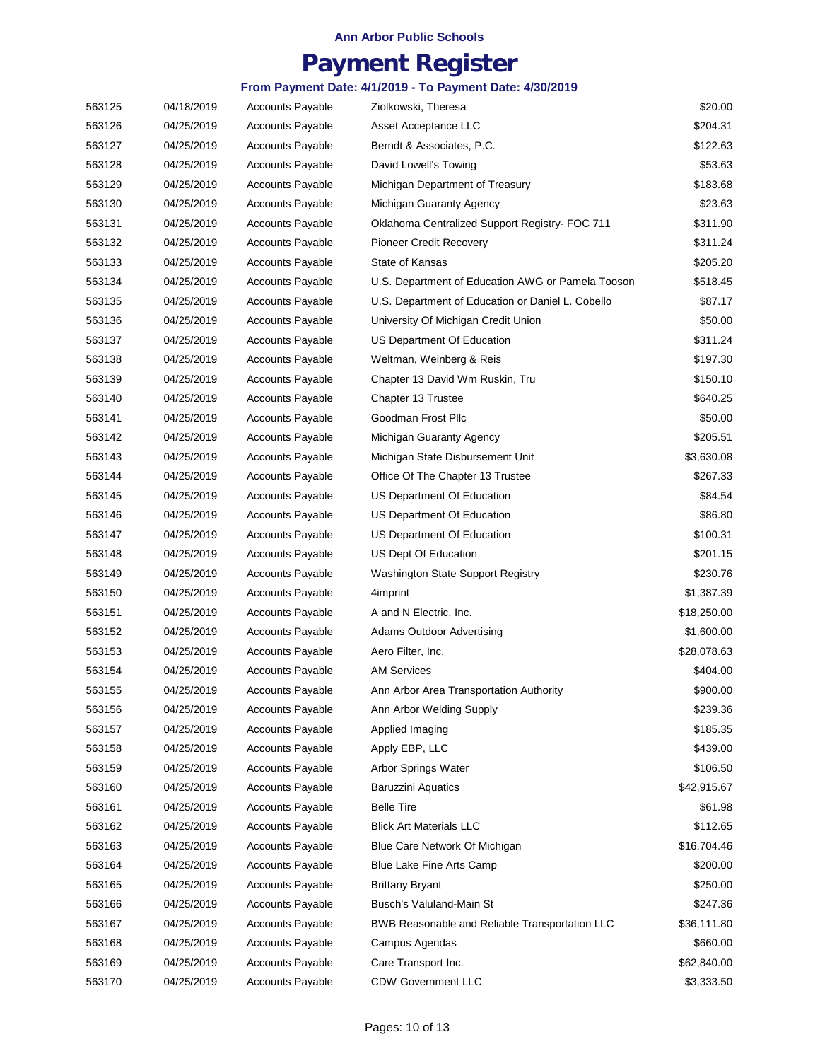**Ann Arbor Public Schools**

# Payment Register

**From Payment Date: 4/1/2019 - To Payment Date: 4/30/2019**

| | | | | |
|---|---|---|---|---|
| 563125 | 04/18/2019 | Accounts Payable | Ziolkowski, Theresa | $20.00 |
| 563126 | 04/25/2019 | Accounts Payable | Asset Acceptance LLC | $204.31 |
| 563127 | 04/25/2019 | Accounts Payable | Berndt & Associates, P.C. | $122.63 |
| 563128 | 04/25/2019 | Accounts Payable | David Lowell's Towing | $53.63 |
| 563129 | 04/25/2019 | Accounts Payable | Michigan Department of Treasury | $183.68 |
| 563130 | 04/25/2019 | Accounts Payable | Michigan Guaranty Agency | $23.63 |
| 563131 | 04/25/2019 | Accounts Payable | Oklahoma Centralized Support Registry- FOC 711 | $311.90 |
| 563132 | 04/25/2019 | Accounts Payable | Pioneer Credit Recovery | $311.24 |
| 563133 | 04/25/2019 | Accounts Payable | State of Kansas | $205.20 |
| 563134 | 04/25/2019 | Accounts Payable | U.S. Department of Education AWG or Pamela Tooson | $518.45 |
| 563135 | 04/25/2019 | Accounts Payable | U.S. Department of Education or Daniel L. Cobello | $87.17 |
| 563136 | 04/25/2019 | Accounts Payable | University Of Michigan Credit Union | $50.00 |
| 563137 | 04/25/2019 | Accounts Payable | US Department Of Education | $311.24 |
| 563138 | 04/25/2019 | Accounts Payable | Weltman, Weinberg & Reis | $197.30 |
| 563139 | 04/25/2019 | Accounts Payable | Chapter 13 David Wm Ruskin, Tru | $150.10 |
| 563140 | 04/25/2019 | Accounts Payable | Chapter 13 Trustee | $640.25 |
| 563141 | 04/25/2019 | Accounts Payable | Goodman Frost Pllc | $50.00 |
| 563142 | 04/25/2019 | Accounts Payable | Michigan Guaranty Agency | $205.51 |
| 563143 | 04/25/2019 | Accounts Payable | Michigan State Disbursement Unit | $3,630.08 |
| 563144 | 04/25/2019 | Accounts Payable | Office Of The Chapter 13 Trustee | $267.33 |
| 563145 | 04/25/2019 | Accounts Payable | US Department Of Education | $84.54 |
| 563146 | 04/25/2019 | Accounts Payable | US Department Of Education | $86.80 |
| 563147 | 04/25/2019 | Accounts Payable | US Department Of Education | $100.31 |
| 563148 | 04/25/2019 | Accounts Payable | US Dept Of Education | $201.15 |
| 563149 | 04/25/2019 | Accounts Payable | Washington State Support Registry | $230.76 |
| 563150 | 04/25/2019 | Accounts Payable | 4imprint | $1,387.39 |
| 563151 | 04/25/2019 | Accounts Payable | A and N Electric, Inc. | $18,250.00 |
| 563152 | 04/25/2019 | Accounts Payable | Adams Outdoor Advertising | $1,600.00 |
| 563153 | 04/25/2019 | Accounts Payable | Aero Filter, Inc. | $28,078.63 |
| 563154 | 04/25/2019 | Accounts Payable | AM Services | $404.00 |
| 563155 | 04/25/2019 | Accounts Payable | Ann Arbor Area Transportation Authority | $900.00 |
| 563156 | 04/25/2019 | Accounts Payable | Ann Arbor Welding Supply | $239.36 |
| 563157 | 04/25/2019 | Accounts Payable | Applied Imaging | $185.35 |
| 563158 | 04/25/2019 | Accounts Payable | Apply EBP, LLC | $439.00 |
| 563159 | 04/25/2019 | Accounts Payable | Arbor Springs Water | $106.50 |
| 563160 | 04/25/2019 | Accounts Payable | Baruzzini Aquatics | $42,915.67 |
| 563161 | 04/25/2019 | Accounts Payable | Belle Tire | $61.98 |
| 563162 | 04/25/2019 | Accounts Payable | Blick Art Materials LLC | $112.65 |
| 563163 | 04/25/2019 | Accounts Payable | Blue Care Network Of Michigan | $16,704.46 |
| 563164 | 04/25/2019 | Accounts Payable | Blue Lake Fine Arts Camp | $200.00 |
| 563165 | 04/25/2019 | Accounts Payable | Brittany Bryant | $250.00 |
| 563166 | 04/25/2019 | Accounts Payable | Busch's Valuland-Main St | $247.36 |
| 563167 | 04/25/2019 | Accounts Payable | BWB Reasonable and Reliable Transportation LLC | $36,111.80 |
| 563168 | 04/25/2019 | Accounts Payable | Campus Agendas | $660.00 |
| 563169 | 04/25/2019 | Accounts Payable | Care Transport Inc. | $62,840.00 |
| 563170 | 04/25/2019 | Accounts Payable | CDW Government LLC | $3,333.50 |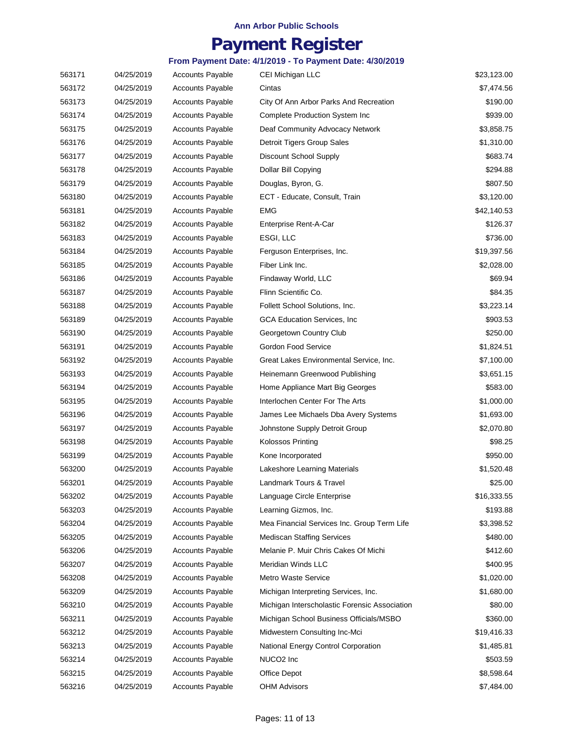**Ann Arbor Public Schools**

# Payment Register

**From Payment Date: 4/1/2019 - To Payment Date: 4/30/2019**

| | | | | |
|---|---|---|---|---|
| 563171 | 04/25/2019 | Accounts Payable | CEI Michigan LLC | $23,123.00 |
| 563172 | 04/25/2019 | Accounts Payable | Cintas | $7,474.56 |
| 563173 | 04/25/2019 | Accounts Payable | City Of Ann Arbor Parks And Recreation | $190.00 |
| 563174 | 04/25/2019 | Accounts Payable | Complete Production System Inc | $939.00 |
| 563175 | 04/25/2019 | Accounts Payable | Deaf Community Advocacy Network | $3,858.75 |
| 563176 | 04/25/2019 | Accounts Payable | Detroit Tigers Group Sales | $1,310.00 |
| 563177 | 04/25/2019 | Accounts Payable | Discount School Supply | $683.74 |
| 563178 | 04/25/2019 | Accounts Payable | Dollar Bill Copying | $294.88 |
| 563179 | 04/25/2019 | Accounts Payable | Douglas, Byron, G. | $807.50 |
| 563180 | 04/25/2019 | Accounts Payable | ECT - Educate, Consult, Train | $3,120.00 |
| 563181 | 04/25/2019 | Accounts Payable | EMG | $42,140.53 |
| 563182 | 04/25/2019 | Accounts Payable | Enterprise Rent-A-Car | $126.37 |
| 563183 | 04/25/2019 | Accounts Payable | ESGI, LLC | $736.00 |
| 563184 | 04/25/2019 | Accounts Payable | Ferguson Enterprises, Inc. | $19,397.56 |
| 563185 | 04/25/2019 | Accounts Payable | Fiber Link Inc. | $2,028.00 |
| 563186 | 04/25/2019 | Accounts Payable | Findaway World, LLC | $69.94 |
| 563187 | 04/25/2019 | Accounts Payable | Flinn Scientific Co. | $84.35 |
| 563188 | 04/25/2019 | Accounts Payable | Follett School Solutions, Inc. | $3,223.14 |
| 563189 | 04/25/2019 | Accounts Payable | GCA Education Services, Inc | $903.53 |
| 563190 | 04/25/2019 | Accounts Payable | Georgetown Country Club | $250.00 |
| 563191 | 04/25/2019 | Accounts Payable | Gordon Food Service | $1,824.51 |
| 563192 | 04/25/2019 | Accounts Payable | Great Lakes Environmental Service, Inc. | $7,100.00 |
| 563193 | 04/25/2019 | Accounts Payable | Heinemann Greenwood Publishing | $3,651.15 |
| 563194 | 04/25/2019 | Accounts Payable | Home Appliance Mart Big Georges | $583.00 |
| 563195 | 04/25/2019 | Accounts Payable | Interlochen Center For The Arts | $1,000.00 |
| 563196 | 04/25/2019 | Accounts Payable | James Lee Michaels Dba Avery Systems | $1,693.00 |
| 563197 | 04/25/2019 | Accounts Payable | Johnstone Supply Detroit Group | $2,070.80 |
| 563198 | 04/25/2019 | Accounts Payable | Kolossos Printing | $98.25 |
| 563199 | 04/25/2019 | Accounts Payable | Kone Incorporated | $950.00 |
| 563200 | 04/25/2019 | Accounts Payable | Lakeshore Learning Materials | $1,520.48 |
| 563201 | 04/25/2019 | Accounts Payable | Landmark Tours & Travel | $25.00 |
| 563202 | 04/25/2019 | Accounts Payable | Language Circle Enterprise | $16,333.55 |
| 563203 | 04/25/2019 | Accounts Payable | Learning Gizmos, Inc. | $193.88 |
| 563204 | 04/25/2019 | Accounts Payable | Mea Financial Services Inc. Group Term Life | $3,398.52 |
| 563205 | 04/25/2019 | Accounts Payable | Mediscan Staffing Services | $480.00 |
| 563206 | 04/25/2019 | Accounts Payable | Melanie P. Muir Chris Cakes Of Michi | $412.60 |
| 563207 | 04/25/2019 | Accounts Payable | Meridian Winds LLC | $400.95 |
| 563208 | 04/25/2019 | Accounts Payable | Metro Waste Service | $1,020.00 |
| 563209 | 04/25/2019 | Accounts Payable | Michigan Interpreting Services, Inc. | $1,680.00 |
| 563210 | 04/25/2019 | Accounts Payable | Michigan Interscholastic Forensic Association | $80.00 |
| 563211 | 04/25/2019 | Accounts Payable | Michigan School Business Officials/MSBO | $360.00 |
| 563212 | 04/25/2019 | Accounts Payable | Midwestern Consulting Inc-Mci | $19,416.33 |
| 563213 | 04/25/2019 | Accounts Payable | National Energy Control Corporation | $1,485.81 |
| 563214 | 04/25/2019 | Accounts Payable | NUCO2 Inc | $503.59 |
| 563215 | 04/25/2019 | Accounts Payable | Office Depot | $8,598.64 |
| 563216 | 04/25/2019 | Accounts Payable | OHM Advisors | $7,484.00 |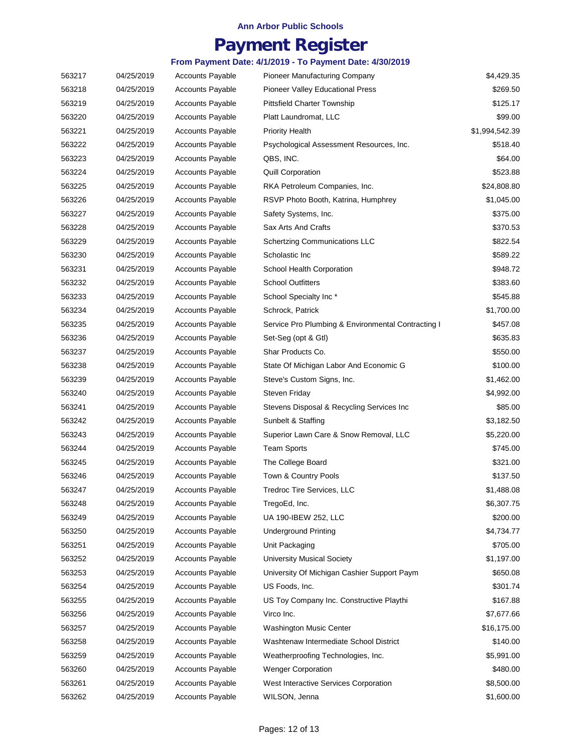**Ann Arbor Public Schools**

# Payment Register

**From Payment Date: 4/1/2019 - To Payment Date: 4/30/2019**

| | | | | |
|---|---|---|---|---|
| 563217 | 04/25/2019 | Accounts Payable | Pioneer Manufacturing Company | $4,429.35 |
| 563218 | 04/25/2019 | Accounts Payable | Pioneer Valley Educational Press | $269.50 |
| 563219 | 04/25/2019 | Accounts Payable | Pittsfield Charter Township | $125.17 |
| 563220 | 04/25/2019 | Accounts Payable | Platt Laundromat, LLC | $99.00 |
| 563221 | 04/25/2019 | Accounts Payable | Priority Health | $1,994,542.39 |
| 563222 | 04/25/2019 | Accounts Payable | Psychological Assessment Resources, Inc. | $518.40 |
| 563223 | 04/25/2019 | Accounts Payable | QBS, INC. | $64.00 |
| 563224 | 04/25/2019 | Accounts Payable | Quill Corporation | $523.88 |
| 563225 | 04/25/2019 | Accounts Payable | RKA Petroleum Companies, Inc. | $24,808.80 |
| 563226 | 04/25/2019 | Accounts Payable | RSVP Photo Booth, Katrina, Humphrey | $1,045.00 |
| 563227 | 04/25/2019 | Accounts Payable | Safety Systems, Inc. | $375.00 |
| 563228 | 04/25/2019 | Accounts Payable | Sax Arts And Crafts | $370.53 |
| 563229 | 04/25/2019 | Accounts Payable | Schertzing Communications LLC | $822.54 |
| 563230 | 04/25/2019 | Accounts Payable | Scholastic Inc | $589.22 |
| 563231 | 04/25/2019 | Accounts Payable | School Health Corporation | $948.72 |
| 563232 | 04/25/2019 | Accounts Payable | School Outfitters | $383.60 |
| 563233 | 04/25/2019 | Accounts Payable | School Specialty Inc * | $545.88 |
| 563234 | 04/25/2019 | Accounts Payable | Schrock, Patrick | $1,700.00 |
| 563235 | 04/25/2019 | Accounts Payable | Service Pro Plumbing & Environmental Contracting I | $457.08 |
| 563236 | 04/25/2019 | Accounts Payable | Set-Seg (opt & Gtl) | $635.83 |
| 563237 | 04/25/2019 | Accounts Payable | Shar Products Co. | $550.00 |
| 563238 | 04/25/2019 | Accounts Payable | State Of Michigan Labor And Economic G | $100.00 |
| 563239 | 04/25/2019 | Accounts Payable | Steve's Custom Signs, Inc. | $1,462.00 |
| 563240 | 04/25/2019 | Accounts Payable | Steven Friday | $4,992.00 |
| 563241 | 04/25/2019 | Accounts Payable | Stevens Disposal & Recycling Services Inc | $85.00 |
| 563242 | 04/25/2019 | Accounts Payable | Sunbelt & Staffing | $3,182.50 |
| 563243 | 04/25/2019 | Accounts Payable | Superior Lawn Care & Snow Removal, LLC | $5,220.00 |
| 563244 | 04/25/2019 | Accounts Payable | Team Sports | $745.00 |
| 563245 | 04/25/2019 | Accounts Payable | The College Board | $321.00 |
| 563246 | 04/25/2019 | Accounts Payable | Town & Country Pools | $137.50 |
| 563247 | 04/25/2019 | Accounts Payable | Tredroc Tire Services, LLC | $1,488.08 |
| 563248 | 04/25/2019 | Accounts Payable | TregoEd, Inc. | $6,307.75 |
| 563249 | 04/25/2019 | Accounts Payable | UA 190-IBEW 252, LLC | $200.00 |
| 563250 | 04/25/2019 | Accounts Payable | Underground Printing | $4,734.77 |
| 563251 | 04/25/2019 | Accounts Payable | Unit Packaging | $705.00 |
| 563252 | 04/25/2019 | Accounts Payable | University Musical Society | $1,197.00 |
| 563253 | 04/25/2019 | Accounts Payable | University Of Michigan Cashier Support Paym | $650.08 |
| 563254 | 04/25/2019 | Accounts Payable | US Foods, Inc. | $301.74 |
| 563255 | 04/25/2019 | Accounts Payable | US Toy Company Inc. Constructive Playthi | $167.88 |
| 563256 | 04/25/2019 | Accounts Payable | Virco Inc. | $7,677.66 |
| 563257 | 04/25/2019 | Accounts Payable | Washington Music Center | $16,175.00 |
| 563258 | 04/25/2019 | Accounts Payable | Washtenaw Intermediate School District | $140.00 |
| 563259 | 04/25/2019 | Accounts Payable | Weatherproofing Technologies, Inc. | $5,991.00 |
| 563260 | 04/25/2019 | Accounts Payable | Wenger Corporation | $480.00 |
| 563261 | 04/25/2019 | Accounts Payable | West Interactive Services Corporation | $8,500.00 |
| 563262 | 04/25/2019 | Accounts Payable | WILSON, Jenna | $1,600.00 |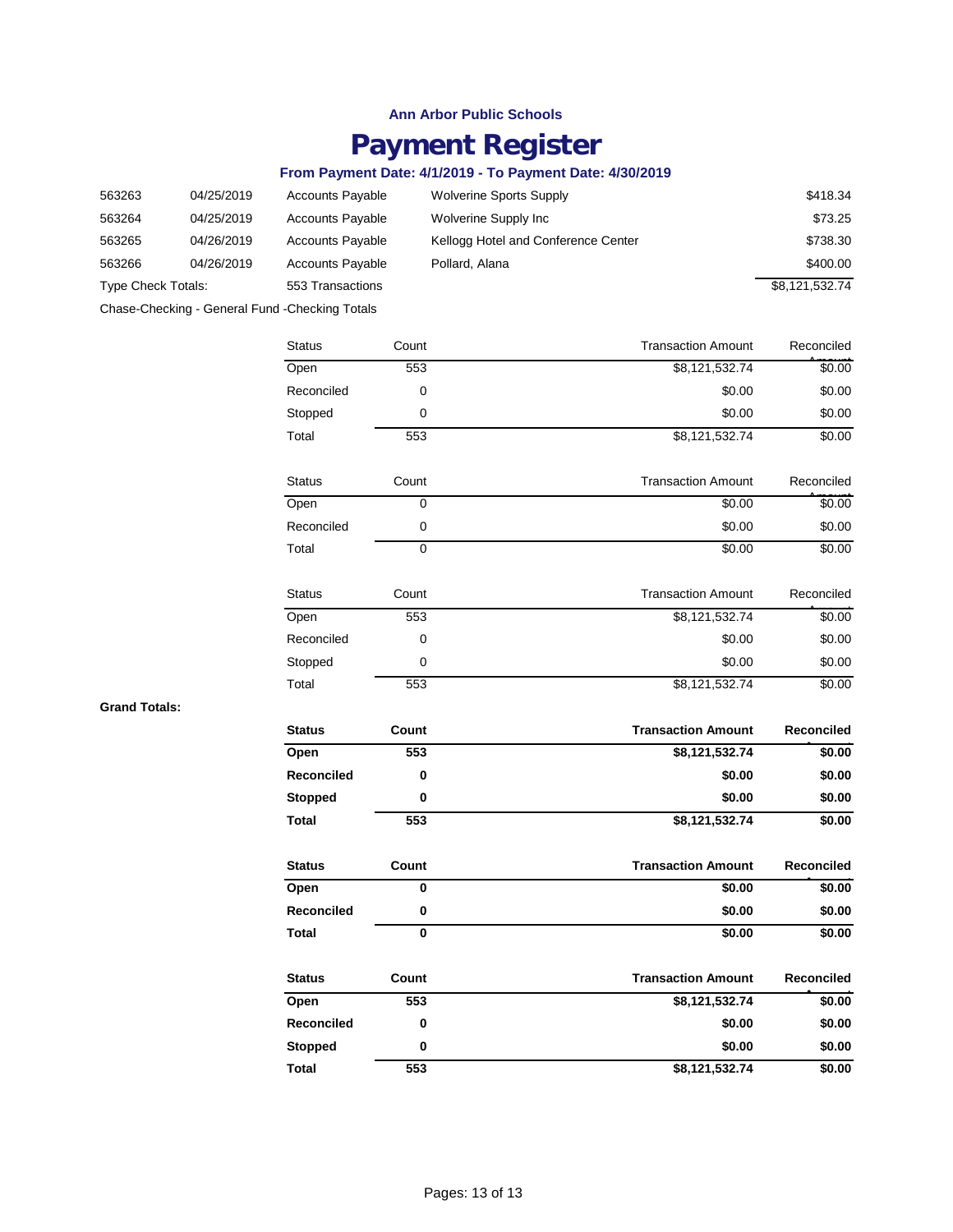**Ann Arbor Public Schools**

# Payment Register

**From Payment Date: 4/1/2019 - To Payment Date: 4/30/2019**

| | | | | |
|---|---|---|---|---|
| 563263 | 04/25/2019 | Accounts Payable | Wolverine Sports Supply | $418.34 |
| 563264 | 04/25/2019 | Accounts Payable | Wolverine Supply Inc | $73.25 |
| 563265 | 04/26/2019 | Accounts Payable | Kellogg Hotel and Conference Center | $738.30 |
| 563266 | 04/26/2019 | Accounts Payable | Pollard, Alana | $400.00 |
| Type Check Totals: | | 553 Transactions | | $8,121,532.74 |

Chase-Checking - General Fund -Checking Totals

| Status | Count | Transaction Amount | Reconciled Amount |
|---|---|---|---|
| Open | 553 | $8,121,532.74 | $0.00 |
| Reconciled | 0 | $0.00 | $0.00 |
| Stopped | 0 | $0.00 | $0.00 |
| Total | 553 | $8,121,532.74 | $0.00 |

| Status | Count | Transaction Amount | Reconciled Amount |
|---|---|---|---|
| Open | 0 | $0.00 | $0.00 |
| Reconciled | 0 | $0.00 | $0.00 |
| Total | 0 | $0.00 | $0.00 |

| Status | Count | Transaction Amount | Reconciled Amount |
|---|---|---|---|
| Open | 553 | $8,121,532.74 | $0.00 |
| Reconciled | 0 | $0.00 | $0.00 |
| Stopped | 0 | $0.00 | $0.00 |
| Total | 553 | $8,121,532.74 | $0.00 |

**Grand Totals:**

| **Status** | **Count** | **Transaction Amount** | **Reconciled Amount** |
|---|---|---|---|
| **Open** | **553** | **$8,121,532.74** | **$0.00** |
| **Reconciled** | **0** | **$0.00** | **$0.00** |
| **Stopped** | **0** | **$0.00** | **$0.00** |
| **Total** | **553** | **$8,121,532.74** | **$0.00** |

| **Status** | **Count** | **Transaction Amount** | **Reconciled Amount** |
|---|---|---|---|
| **Open** | **0** | **$0.00** | **$0.00** |
| **Reconciled** | **0** | **$0.00** | **$0.00** |
| **Total** | **0** | **$0.00** | **$0.00** |

| **Status** | **Count** | **Transaction Amount** | **Reconciled Amount** |
|---|---|---|---|
| **Open** | **553** | **$8,121,532.74** | **$0.00** |
| **Reconciled** | **0** | **$0.00** | **$0.00** |
| **Stopped** | **0** | **$0.00** | **$0.00** |
| **Total** | **553** | **$8,121,532.74** | **$0.00** |